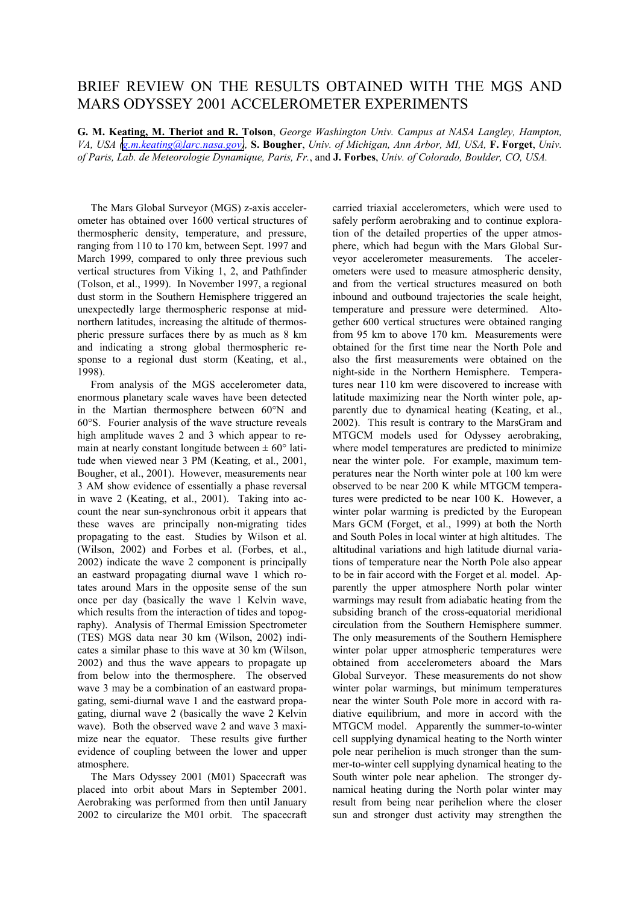# BRIEF REVIEW ON THE RESULTS OBTAINED WITH THE MGS AND MARS ODYSSEY 2001 ACCELEROMETER EXPERIMENTS

**G. M. Keating, M. Theriot and R. Tolson**, *George Washington Univ. Campus at NASA Langley, Hampton, VA, USA (g.m.keating@larc.nasa.gov)*, **S. Bougher**, *Univ. of Michigan, Ann Arbor, MI, USA,* **F. Forget**, *Univ. of Paris, Lab. de Meteorologie Dynamique, Paris, Fr.*, and **J. Forbes**, *Univ. of Colorado, Boulder, CO, USA.*

The Mars Global Surveyor (MGS) z-axis accelerometer has obtained over 1600 vertical structures of thermospheric density, temperature, and pressure, ranging from 110 to 170 km, between Sept. 1997 and March 1999, compared to only three previous such vertical structures from Viking 1, 2, and Pathfinder (Tolson, et al., 1999). In November 1997, a regional dust storm in the Southern Hemisphere triggered an unexpectedly large thermospheric response at mid-northern latitudes, increasing the altitude of thermospheric pressure surfaces there by as much as 8 km and indicating a strong global thermospheric response to a regional dust storm (Keating, et al., 1998).

From analysis of the MGS accelerometer data, enormous planetary scale waves have been detected in the Martian thermosphere between 60°N and 60°S. Fourier analysis of the wave structure reveals high amplitude waves 2 and 3 which appear to remain at nearly constant longitude between ± 60° latitude when viewed near 3 PM (Keating, et al., 2001, Bougher, et al., 2001). However, measurements near 3 AM show evidence of essentially a phase reversal in wave 2 (Keating, et al., 2001). Taking into account the near sun-synchronous orbit it appears that these waves are principally non-migrating tides propagating to the east. Studies by Wilson et al. (Wilson, 2002) and Forbes et al. (Forbes, et al., 2002) indicate the wave 2 component is principally an eastward propagating diurnal wave 1 which rotates around Mars in the opposite sense of the sun once per day (basically the wave 1 Kelvin wave, which results from the interaction of tides and topography). Analysis of Thermal Emission Spectrometer (TES) MGS data near 30 km (Wilson, 2002) indicates a similar phase to this wave at 30 km (Wilson, 2002) and thus the wave appears to propagate up from below into the thermosphere. The observed wave 3 may be a combination of an eastward propagating, semi-diurnal wave 1 and the eastward propagating, diurnal wave 2 (basically the wave 2 Kelvin wave). Both the observed wave 2 and wave 3 maximize near the equator. These results give further evidence of coupling between the lower and upper atmosphere.

The Mars Odyssey 2001 (M01) Spacecraft was placed into orbit about Mars in September 2001. Aerobraking was performed from then until January 2002 to circularize the M01 orbit. The spacecraft carried triaxial accelerometers, which were used to safely perform aerobraking and to continue exploration of the detailed properties of the upper atmosphere, which had begun with the Mars Global Surveyor accelerometer measurements. The accelerometers were used to measure atmospheric density, and from the vertical structures measured on both inbound and outbound trajectories the scale height, temperature and pressure were determined. Altogether 600 vertical structures were obtained ranging from 95 km to above 170 km. Measurements were obtained for the first time near the North Pole and also the first measurements were obtained on the night-side in the Northern Hemisphere. Temperatures near 110 km were discovered to increase with latitude maximizing near the North winter pole, apparently due to dynamical heating (Keating, et al., 2002). This result is contrary to the MarsGram and MTGCM models used for Odyssey aerobraking, where model temperatures are predicted to minimize near the winter pole. For example, maximum temperatures near the North winter pole at 100 km were observed to be near 200 K while MTGCM temperatures were predicted to be near 100 K. However, a winter polar warming is predicted by the European Mars GCM (Forget, et al., 1999) at both the North and South Poles in local winter at high altitudes. The altitudinal variations and high latitude diurnal variations of temperature near the North Pole also appear to be in fair accord with the Forget et al. model. Apparently the upper atmosphere North polar winter warmings may result from adiabatic heating from the subsiding branch of the cross-equatorial meridional circulation from the Southern Hemisphere summer. The only measurements of the Southern Hemisphere winter polar upper atmospheric temperatures were obtained from accelerometers aboard the Mars Global Surveyor. These measurements do not show winter polar warmings, but minimum temperatures near the winter South Pole more in accord with radiative equilibrium, and more in accord with the MTGCM model. Apparently the summer-to-winter cell supplying dynamical heating to the North winter pole near perihelion is much stronger than the summer-to-winter cell supplying dynamical heating to the South winter pole near aphelion. The stronger dynamical heating during the North polar winter may result from being near perihelion where the closer sun and stronger dust activity may strengthen the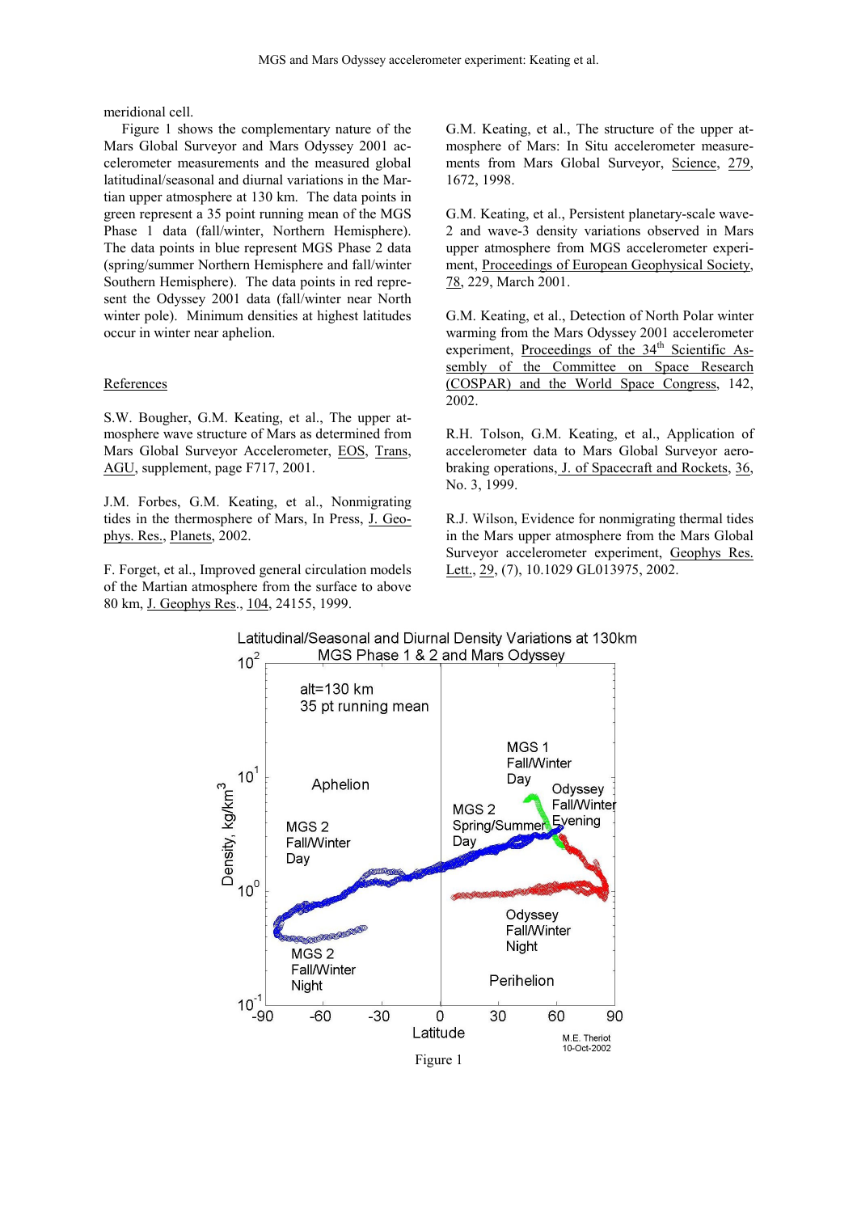meridional cell.

Figure 1 shows the complementary nature of the Mars Global Surveyor and Mars Odyssey 2001 accelerometer measurements and the measured global latitudinal/seasonal and diurnal variations in the Martian upper atmosphere at 130 km. The data points in green represent a 35 point running mean of the MGS Phase 1 data (fall/winter, Northern Hemisphere). The data points in blue represent MGS Phase 2 data (spring/summer Northern Hemisphere and fall/winter Southern Hemisphere). The data points in red represent the Odyssey 2001 data (fall/winter near North winter pole). Minimum densities at highest latitudes occur in winter near aphelion.

## References

S.W. Bougher, G.M. Keating, et al., The upper atmosphere wave structure of Mars as determined from Mars Global Surveyor Accelerometer, EOS, Trans, AGU, supplement, page F717, 2001.

J.M. Forbes, G.M. Keating, et al., Nonmigrating tides in the thermosphere of Mars, In Press, J. Geophys. Res., Planets, 2002.

F. Forget, et al., Improved general circulation models of the Martian atmosphere from the surface to above 80 km, J. Geophys Res., 104, 24155, 1999.

G.M. Keating, et al., The structure of the upper atmosphere of Mars: In Situ accelerometer measurements from Mars Global Surveyor, Science, 279, 1672, 1998.

G.M. Keating, et al., Persistent planetary-scale wave-2 and wave-3 density variations observed in Mars upper atmosphere from MGS accelerometer experiment, Proceedings of European Geophysical Society, 78, 229, March 2001.

G.M. Keating, et al., Detection of North Polar winter warming from the Mars Odyssey 2001 accelerometer experiment, Proceedings of the 34th Scientific Assembly of the Committee on Space Research (COSPAR) and the World Space Congress, 142, 2002.

R.H. Tolson, G.M. Keating, et al., Application of accelerometer data to Mars Global Surveyor aerobraking operations, J. of Spacecraft and Rockets, 36, No. 3, 1999.

R.J. Wilson, Evidence for nonmigrating thermal tides in the Mars upper atmosphere from the Mars Global Surveyor accelerometer experiment, Geophys Res. Lett., 29, (7), 10.1029 GL013975, 2002.

Latitudinal/Seasonal and Diurnal Density Variations at 130km
MGS Phase 1 & 2 and Mars Odyssey

alt=130 km
35 pt running mean

Aphelion
MGS 2 Fall/Winter Day
MGS 2 Fall/Winter Night
MGS 1 Fall/Winter Day
MGS 2 Spring/Summer Day
Odyssey Fall/Winter Evening
Odyssey Fall/Winter Night
Perihelion

Density, kg/km$^3$
$10^2$, $10^1$, $10^0$, $10^{-1}$

Latitude
-90, -60, -30, 0, 30, 60, 90

M.E. Theriot
10-Oct-2002

Figure 1